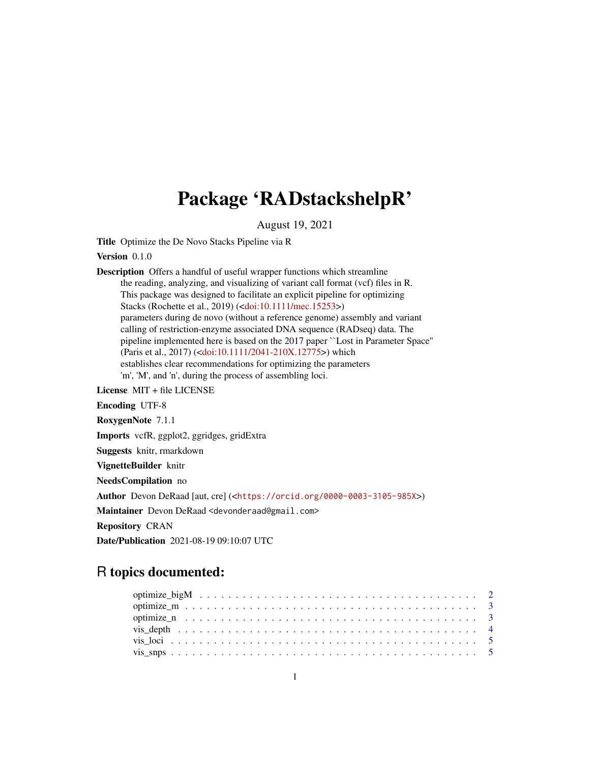# Package 'RADstackshelpR'

August 19, 2021

**Title** Optimize the De Novo Stacks Pipeline via R

**Version** 0.1.0

**Description** Offers a handful of useful wrapper functions which streamline the reading, analyzing, and visualizing of variant call format (vcf) files in R. This package was designed to facilitate an explicit pipeline for optimizing Stacks (Rochette et al., 2019) (<doi:10.1111/mec.15253>) parameters during de novo (without a reference genome) assembly and variant calling of restriction-enzyme associated DNA sequence (RADseq) data. The pipeline implemented here is based on the 2017 paper ``Lost in Parameter Space'' (Paris et al., 2017) (<doi:10.1111/2041-210X.12775>) which establishes clear recommendations for optimizing the parameters 'm', 'M', and 'n', during the process of assembling loci.

**License** MIT + file LICENSE

**Encoding** UTF-8

**RoxygenNote** 7.1.1

**Imports** vcfR, ggplot2, ggridges, gridExtra

**Suggests** knitr, rmarkdown

**VignetteBuilder** knitr

**NeedsCompilation** no

**Author** Devon DeRaad [aut, cre] (<https://orcid.org/0000-0003-3105-985X>)

**Maintainer** Devon DeRaad <devonderaad@gmail.com>

**Repository** CRAN

**Date/Publication** 2021-08-19 09:10:07 UTC

## R topics documented:

- optimize_bigM . . . . . . . . . . 2
- optimize_m . . . . . . . . . . 3
- optimize_n . . . . . . . . . . 3
- vis_depth . . . . . . . . . . 4
- vis_loci . . . . . . . . . . 5
- vis_snps . . . . . . . . . . 5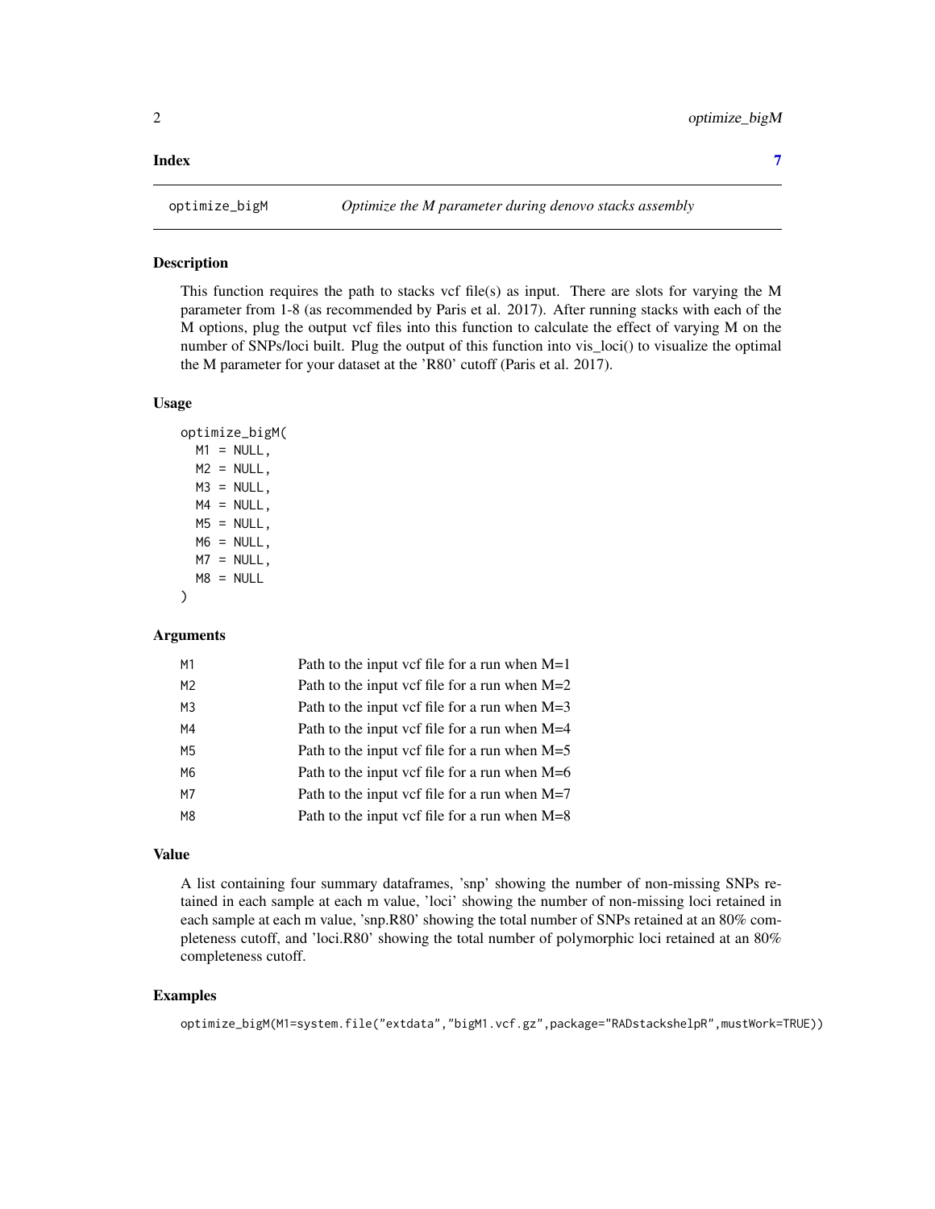**Index** 7

---

optimize_bigM *Optimize the M parameter during denovo stacks assembly*

---

### Description

This function requires the path to stacks vcf file(s) as input. There are slots for varying the M parameter from 1-8 (as recommended by Paris et al. 2017). After running stacks with each of the M options, plug the output vcf files into this function to calculate the effect of varying M on the number of SNPs/loci built. Plug the output of this function into vis_loci() to visualize the optimal the M parameter for your dataset at the 'R80' cutoff (Paris et al. 2017).

### Usage

```
optimize_bigM(
  M1 = NULL,
  M2 = NULL,
  M3 = NULL,
  M4 = NULL,
  M5 = NULL,
  M6 = NULL,
  M7 = NULL,
  M8 = NULL
)
```

### Arguments

| | |
|---|---|
| M1 | Path to the input vcf file for a run when M=1 |
| M2 | Path to the input vcf file for a run when M=2 |
| M3 | Path to the input vcf file for a run when M=3 |
| M4 | Path to the input vcf file for a run when M=4 |
| M5 | Path to the input vcf file for a run when M=5 |
| M6 | Path to the input vcf file for a run when M=6 |
| M7 | Path to the input vcf file for a run when M=7 |
| M8 | Path to the input vcf file for a run when M=8 |

### Value

A list containing four summary dataframes, 'snp' showing the number of non-missing SNPs retained in each sample at each m value, 'loci' showing the number of non-missing loci retained in each sample at each m value, 'snp.R80' showing the total number of SNPs retained at an 80% completeness cutoff, and 'loci.R80' showing the total number of polymorphic loci retained at an 80% completeness cutoff.

### Examples

```
optimize_bigM(M1=system.file("extdata","bigM1.vcf.gz",package="RADstackshelpR",mustWork=TRUE))
```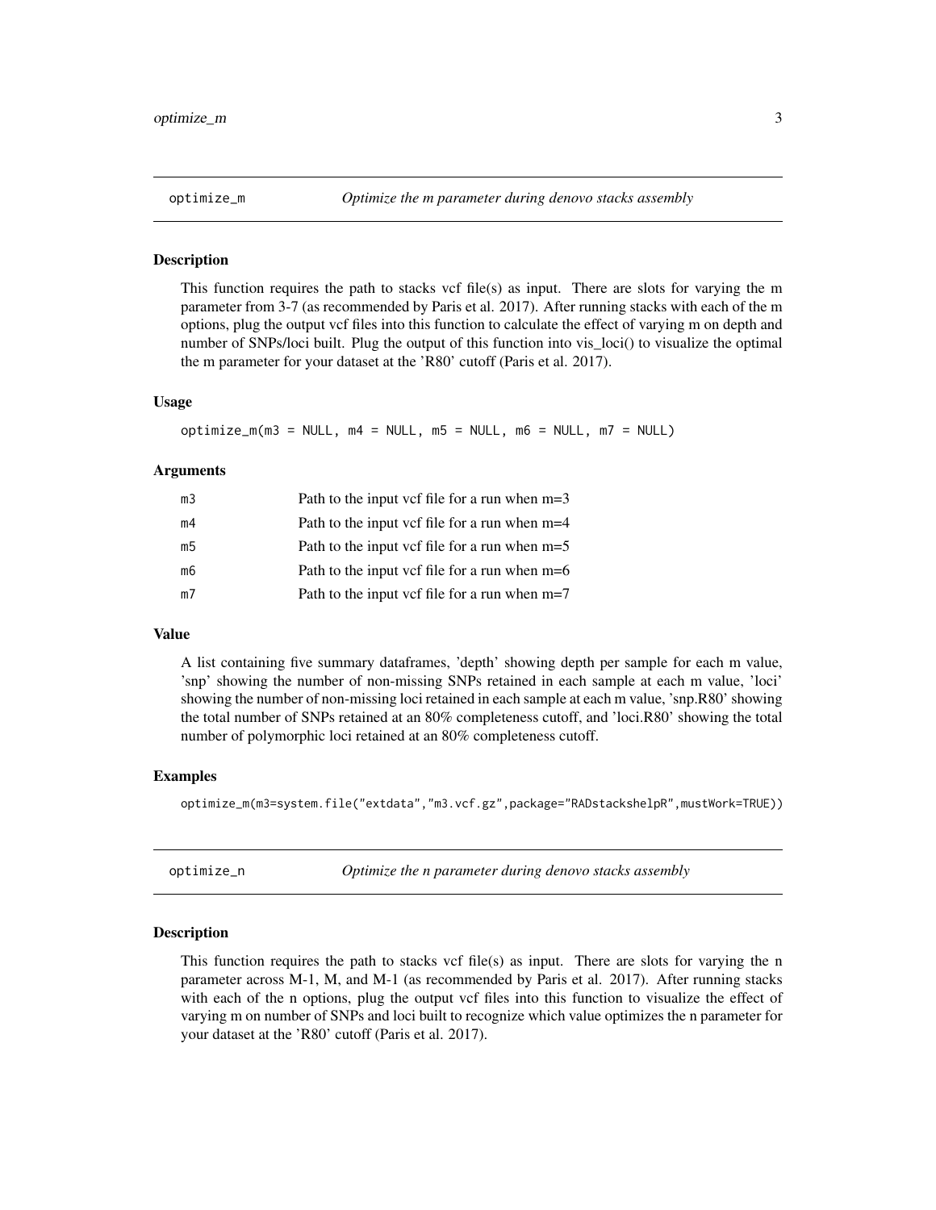## optimize_m — *Optimize the m parameter during denovo stacks assembly*

### Description

This function requires the path to stacks vcf file(s) as input. There are slots for varying the m parameter from 3-7 (as recommended by Paris et al. 2017). After running stacks with each of the m options, plug the output vcf files into this function to calculate the effect of varying m on depth and number of SNPs/loci built. Plug the output of this function into vis_loci() to visualize the optimal the m parameter for your dataset at the 'R80' cutoff (Paris et al. 2017).

### Usage

```
optimize_m(m3 = NULL, m4 = NULL, m5 = NULL, m6 = NULL, m7 = NULL)
```

### Arguments

| | |
|---|---|
| m3 | Path to the input vcf file for a run when m=3 |
| m4 | Path to the input vcf file for a run when m=4 |
| m5 | Path to the input vcf file for a run when m=5 |
| m6 | Path to the input vcf file for a run when m=6 |
| m7 | Path to the input vcf file for a run when m=7 |

### Value

A list containing five summary dataframes, 'depth' showing depth per sample for each m value, 'snp' showing the number of non-missing SNPs retained in each sample at each m value, 'loci' showing the number of non-missing loci retained in each sample at each m value, 'snp.R80' showing the total number of SNPs retained at an 80% completeness cutoff, and 'loci.R80' showing the total number of polymorphic loci retained at an 80% completeness cutoff.

### Examples

```
optimize_m(m3=system.file("extdata","m3.vcf.gz",package="RADstackshelpR",mustWork=TRUE))
```

## optimize_n — *Optimize the n parameter during denovo stacks assembly*

### Description

This function requires the path to stacks vcf file(s) as input. There are slots for varying the n parameter across M-1, M, and M-1 (as recommended by Paris et al. 2017). After running stacks with each of the n options, plug the output vcf files into this function to visualize the effect of varying m on number of SNPs and loci built to recognize which value optimizes the n parameter for your dataset at the 'R80' cutoff (Paris et al. 2017).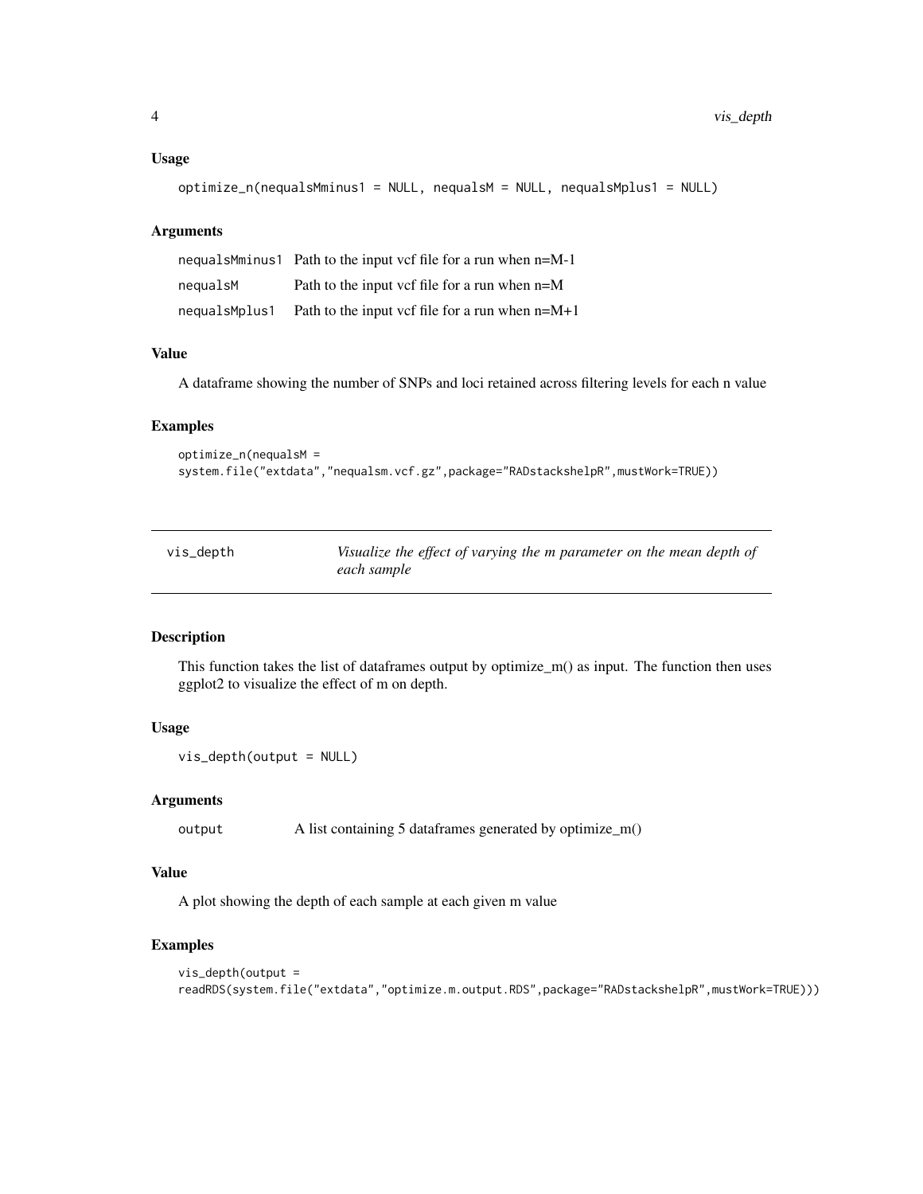### Usage

```
optimize_n(nequalsMminus1 = NULL, nequalsM = NULL, nequalsMplus1 = NULL)
```

### Arguments

| | |
|---|---|
| nequalsMminus1 | Path to the input vcf file for a run when n=M-1 |
| nequalsM | Path to the input vcf file for a run when n=M |
| nequalsMplus1 | Path to the input vcf file for a run when n=M+1 |

### Value

A dataframe showing the number of SNPs and loci retained across filtering levels for each n value

### Examples

```
optimize_n(nequalsM =
system.file("extdata","nequalsm.vcf.gz",package="RADstackshelpR",mustWork=TRUE))
```

---

## vis_depth — *Visualize the effect of varying the m parameter on the mean depth of each sample*

---

### Description

This function takes the list of dataframes output by optimize_m() as input. The function then uses ggplot2 to visualize the effect of m on depth.

### Usage

```
vis_depth(output = NULL)
```

### Arguments

| | |
|---|---|
| output | A list containing 5 dataframes generated by optimize_m() |

### Value

A plot showing the depth of each sample at each given m value

### Examples

```
vis_depth(output =
readRDS(system.file("extdata","optimize.m.output.RDS",package="RADstackshelpR",mustWork=TRUE)))
```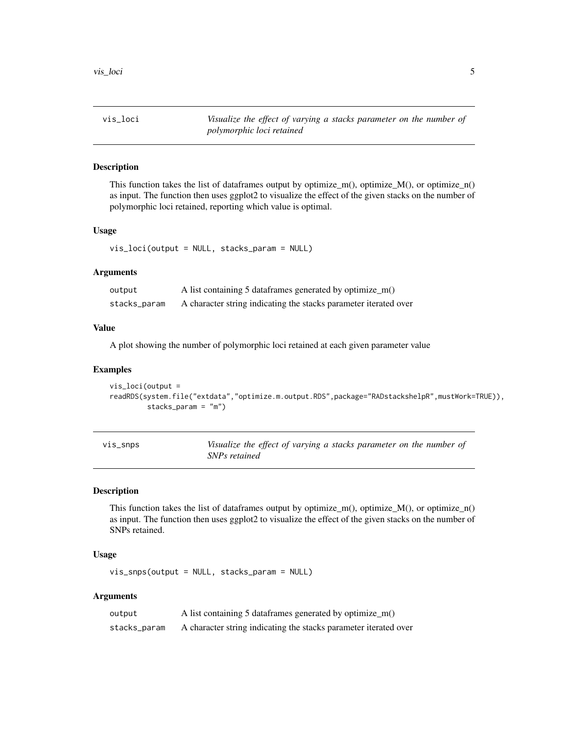## vis_loci — *Visualize the effect of varying a stacks parameter on the number of polymorphic loci retained*

### Description

This function takes the list of dataframes output by optimize_m(), optimize_M(), or optimize_n() as input. The function then uses ggplot2 to visualize the effect of the given stacks on the number of polymorphic loci retained, reporting which value is optimal.

### Usage

```
vis_loci(output = NULL, stacks_param = NULL)
```

### Arguments

| | |
|---|---|
| output | A list containing 5 dataframes generated by optimize_m() |
| stacks_param | A character string indicating the stacks parameter iterated over |

### Value

A plot showing the number of polymorphic loci retained at each given parameter value

### Examples

```
vis_loci(output =
readRDS(system.file("extdata","optimize.m.output.RDS",package="RADstackshelpR",mustWork=TRUE)),
         stacks_param = "m")
```

## vis_snps — *Visualize the effect of varying a stacks parameter on the number of SNPs retained*

### Description

This function takes the list of dataframes output by optimize_m(), optimize_M(), or optimize_n() as input. The function then uses ggplot2 to visualize the effect of the given stacks on the number of SNPs retained.

### Usage

```
vis_snps(output = NULL, stacks_param = NULL)
```

### Arguments

| | |
|---|---|
| output | A list containing 5 dataframes generated by optimize_m() |
| stacks_param | A character string indicating the stacks parameter iterated over |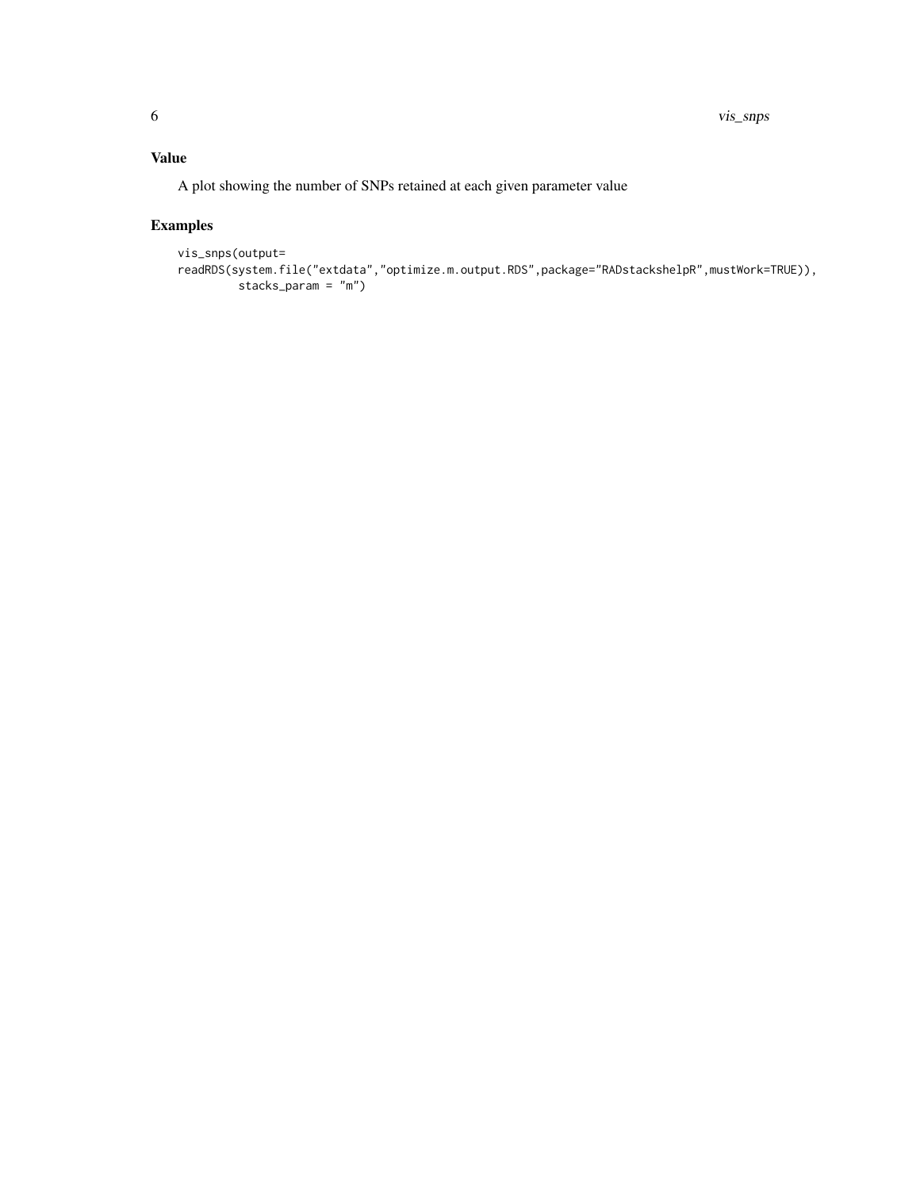## Value

A plot showing the number of SNPs retained at each given parameter value

## Examples

```
vis_snps(output=
readRDS(system.file("extdata","optimize.m.output.RDS",package="RADstackshelpR",mustWork=TRUE)),
         stacks_param = "m")
```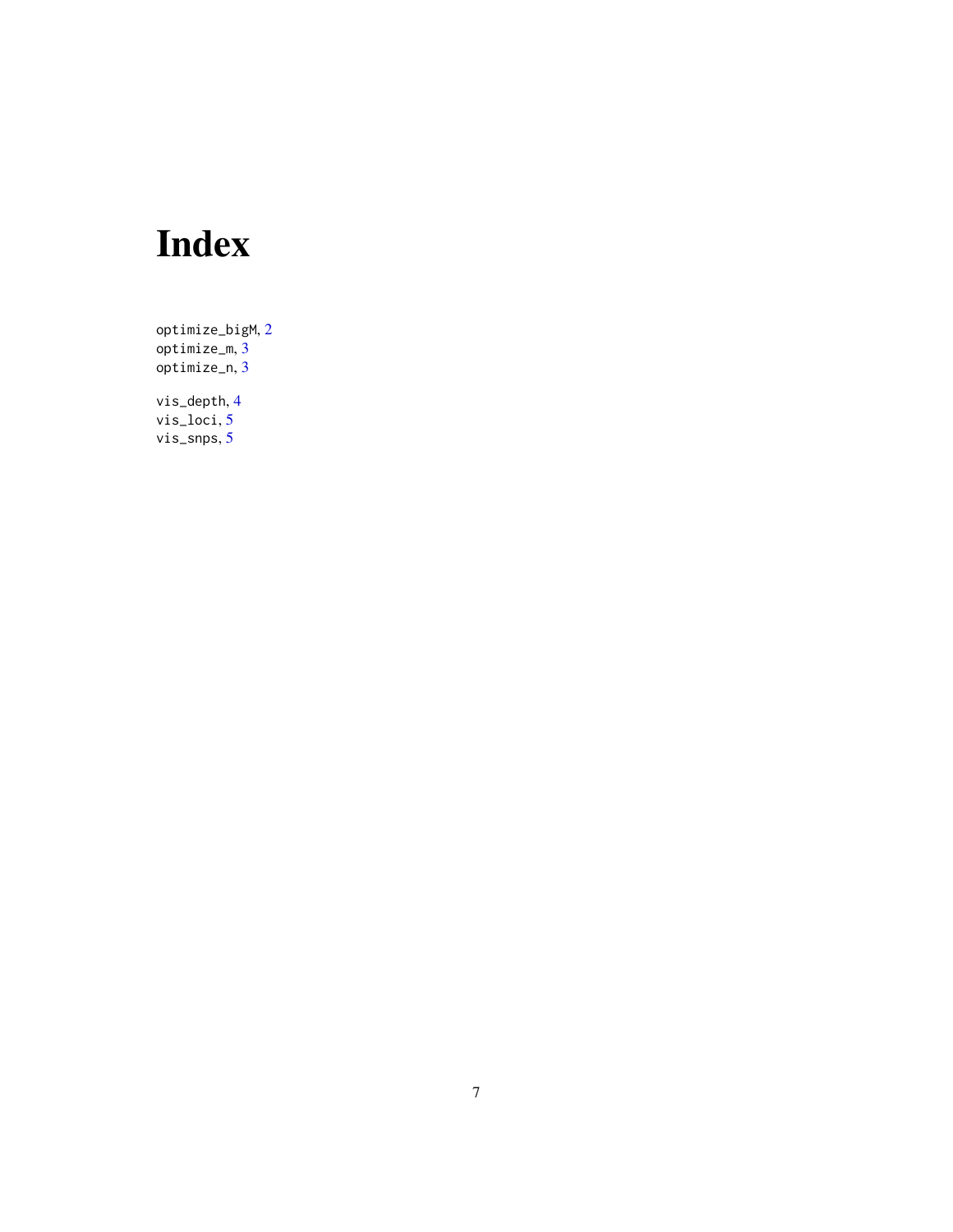# Index

optimize_bigM, 2
optimize_m, 3
optimize_n, 3

vis_depth, 4
vis_loci, 5
vis_snps, 5